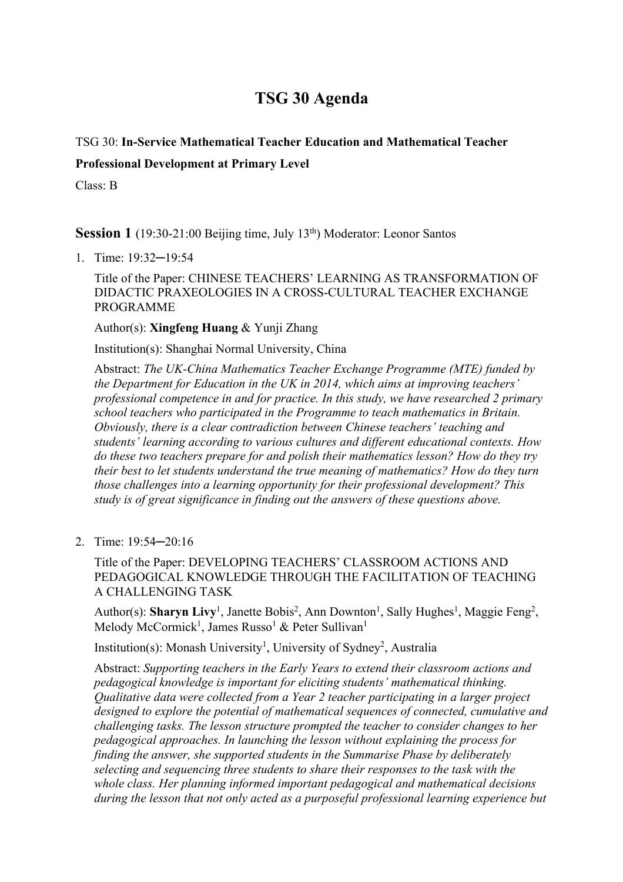# TSG 30 Agenda

TSG 30: **In-Service Mathematical Teacher Education and Mathematical Teacher Professional Development at Primary Level**

Class: B

## Session 1 (19:30-21:00 Beijing time, July 13th) Moderator: Leonor Santos

1. Time: 19:32─19:54

   Title of the Paper: CHINESE TEACHERS' LEARNING AS TRANSFORMATION OF DIDACTIC PRAXEOLOGIES IN A CROSS-CULTURAL TEACHER EXCHANGE PROGRAMME

   Author(s): **Xingfeng Huang** & Yunji Zhang

   Institution(s): Shanghai Normal University, China

   Abstract: *The UK-China Mathematics Teacher Exchange Programme (MTE) funded by the Department for Education in the UK in 2014, which aims at improving teachers' professional competence in and for practice. In this study, we have researched 2 primary school teachers who participated in the Programme to teach mathematics in Britain. Obviously, there is a clear contradiction between Chinese teachers' teaching and students' learning according to various cultures and different educational contexts. How do these two teachers prepare for and polish their mathematics lesson? How do they try their best to let students understand the true meaning of mathematics? How do they turn those challenges into a learning opportunity for their professional development? This study is of great significance in finding out the answers of these questions above.*

2. Time: 19:54─20:16

   Title of the Paper: DEVELOPING TEACHERS' CLASSROOM ACTIONS AND PEDAGOGICAL KNOWLEDGE THROUGH THE FACILITATION OF TEACHING A CHALLENGING TASK

   Author(s): **Sharyn Livy**[1], Janette Bobis[2], Ann Downton[1], Sally Hughes[1], Maggie Feng[2], Melody McCormick[1], James Russo[1] & Peter Sullivan[1]

   Institution(s): Monash University[1], University of Sydney[2], Australia

   Abstract: *Supporting teachers in the Early Years to extend their classroom actions and pedagogical knowledge is important for eliciting students' mathematical thinking. Qualitative data were collected from a Year 2 teacher participating in a larger project designed to explore the potential of mathematical sequences of connected, cumulative and challenging tasks. The lesson structure prompted the teacher to consider changes to her pedagogical approaches. In launching the lesson without explaining the process for finding the answer, she supported students in the Summarise Phase by deliberately selecting and sequencing three students to share their responses to the task with the whole class. Her planning informed important pedagogical and mathematical decisions during the lesson that not only acted as a purposeful professional learning experience but*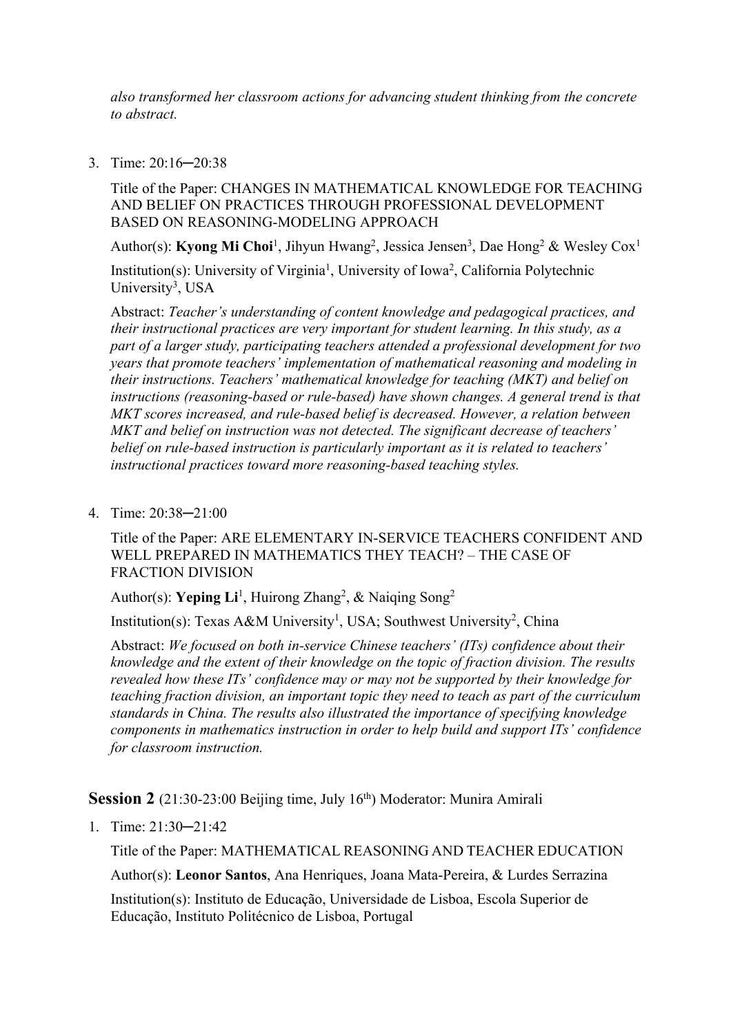*also transformed her classroom actions for advancing student thinking from the concrete to abstract.*

3. Time: 20:16─20:38

   Title of the Paper: CHANGES IN MATHEMATICAL KNOWLEDGE FOR TEACHING AND BELIEF ON PRACTICES THROUGH PROFESSIONAL DEVELOPMENT BASED ON REASONING-MODELING APPROACH

   Author(s): **Kyong Mi Choi**[1], Jihyun Hwang[2], Jessica Jensen[3], Dae Hong[2] & Wesley Cox[1]

   Institution(s): University of Virginia[1], University of Iowa[2], California Polytechnic University[3], USA

   Abstract: *Teacher's understanding of content knowledge and pedagogical practices, and their instructional practices are very important for student learning. In this study, as a part of a larger study, participating teachers attended a professional development for two years that promote teachers' implementation of mathematical reasoning and modeling in their instructions. Teachers' mathematical knowledge for teaching (MKT) and belief on instructions (reasoning-based or rule-based) have shown changes. A general trend is that MKT scores increased, and rule-based belief is decreased. However, a relation between MKT and belief on instruction was not detected. The significant decrease of teachers' belief on rule-based instruction is particularly important as it is related to teachers' instructional practices toward more reasoning-based teaching styles.*

4. Time: 20:38─21:00

   Title of the Paper: ARE ELEMENTARY IN-SERVICE TEACHERS CONFIDENT AND WELL PREPARED IN MATHEMATICS THEY TEACH? – THE CASE OF FRACTION DIVISION

   Author(s): **Yeping Li**[1], Huirong Zhang[2], & Naiqing Song[2]

   Institution(s): Texas A&M University[1], USA; Southwest University[2], China

   Abstract: *We focused on both in-service Chinese teachers' (ITs) confidence about their knowledge and the extent of their knowledge on the topic of fraction division. The results revealed how these ITs' confidence may or may not be supported by their knowledge for teaching fraction division, an important topic they need to teach as part of the curriculum standards in China. The results also illustrated the importance of specifying knowledge components in mathematics instruction in order to help build and support ITs' confidence for classroom instruction.*

**Session 2** (21:30-23:00 Beijing time, July 16th) Moderator: Munira Amirali

1. Time: 21:30─21:42

   Title of the Paper: MATHEMATICAL REASONING AND TEACHER EDUCATION

   Author(s): **Leonor Santos**, Ana Henriques, Joana Mata-Pereira, & Lurdes Serrazina

   Institution(s): Instituto de Educação, Universidade de Lisboa, Escola Superior de Educação, Instituto Politécnico de Lisboa, Portugal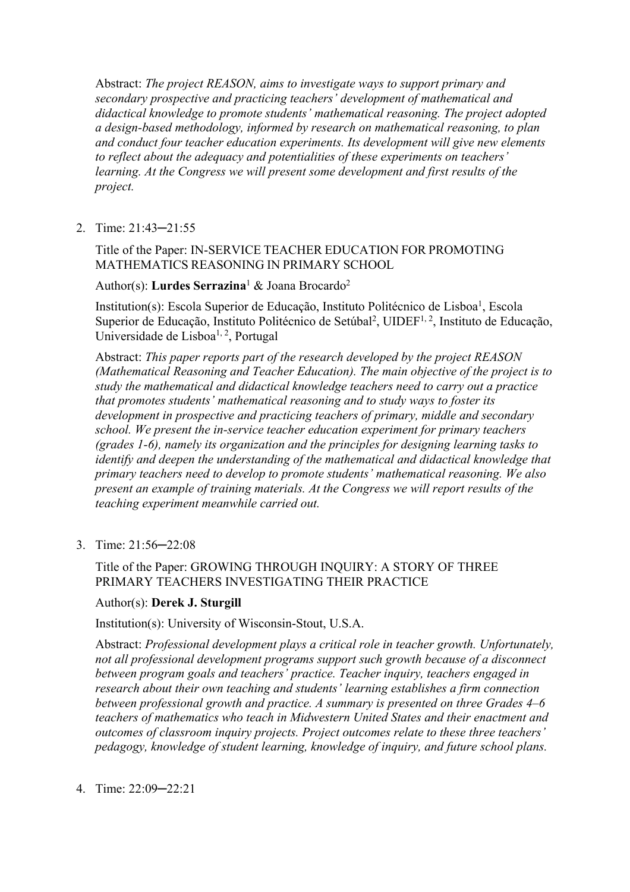Abstract: *The project REASON, aims to investigate ways to support primary and secondary prospective and practicing teachers' development of mathematical and didactical knowledge to promote students' mathematical reasoning. The project adopted a design-based methodology, informed by research on mathematical reasoning, to plan and conduct four teacher education experiments. Its development will give new elements to reflect about the adequacy and potentialities of these experiments on teachers' learning. At the Congress we will present some development and first results of the project.*

2. Time: 21:43─21:55

   Title of the Paper: IN-SERVICE TEACHER EDUCATION FOR PROMOTING MATHEMATICS REASONING IN PRIMARY SCHOOL

   Author(s): **Lurdes Serrazina**[1] & Joana Brocardo[2]

   Institution(s): Escola Superior de Educação, Instituto Politécnico de Lisboa[1], Escola Superior de Educação, Instituto Politécnico de Setúbal[2], UIDEF[1, 2], Instituto de Educação, Universidade de Lisboa[1, 2], Portugal

   Abstract: *This paper reports part of the research developed by the project REASON (Mathematical Reasoning and Teacher Education). The main objective of the project is to study the mathematical and didactical knowledge teachers need to carry out a practice that promotes students' mathematical reasoning and to study ways to foster its development in prospective and practicing teachers of primary, middle and secondary school. We present the in-service teacher education experiment for primary teachers (grades 1-6), namely its organization and the principles for designing learning tasks to identify and deepen the understanding of the mathematical and didactical knowledge that primary teachers need to develop to promote students' mathematical reasoning. We also present an example of training materials. At the Congress we will report results of the teaching experiment meanwhile carried out.*

3. Time: 21:56─22:08

   Title of the Paper: GROWING THROUGH INQUIRY: A STORY OF THREE PRIMARY TEACHERS INVESTIGATING THEIR PRACTICE

   Author(s): **Derek J. Sturgill**

   Institution(s): University of Wisconsin-Stout, U.S.A.

   Abstract: *Professional development plays a critical role in teacher growth. Unfortunately, not all professional development programs support such growth because of a disconnect between program goals and teachers' practice. Teacher inquiry, teachers engaged in research about their own teaching and students' learning establishes a firm connection between professional growth and practice. A summary is presented on three Grades 4–6 teachers of mathematics who teach in Midwestern United States and their enactment and outcomes of classroom inquiry projects. Project outcomes relate to these three teachers' pedagogy, knowledge of student learning, knowledge of inquiry, and future school plans.*

4. Time: 22:09─22:21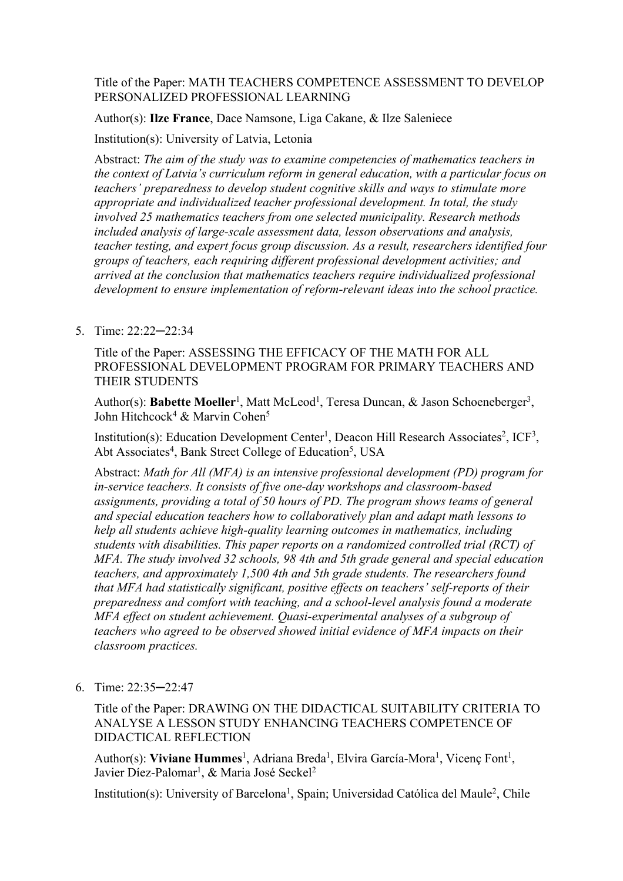Title of the Paper: MATH TEACHERS COMPETENCE ASSESSMENT TO DEVELOP PERSONALIZED PROFESSIONAL LEARNING

Author(s): **Ilze France**, Dace Namsone, Liga Cakane, & Ilze Saleniece

Institution(s): University of Latvia, Letonia

Abstract: *The aim of the study was to examine competencies of mathematics teachers in the context of Latvia's curriculum reform in general education, with a particular focus on teachers' preparedness to develop student cognitive skills and ways to stimulate more appropriate and individualized teacher professional development. In total, the study involved 25 mathematics teachers from one selected municipality. Research methods included analysis of large-scale assessment data, lesson observations and analysis, teacher testing, and expert focus group discussion. As a result, researchers identified four groups of teachers, each requiring different professional development activities; and arrived at the conclusion that mathematics teachers require individualized professional development to ensure implementation of reform-relevant ideas into the school practice.*

5. Time: 22:22─22:34

   Title of the Paper: ASSESSING THE EFFICACY OF THE MATH FOR ALL PROFESSIONAL DEVELOPMENT PROGRAM FOR PRIMARY TEACHERS AND THEIR STUDENTS

   Author(s): **Babette Moeller**[1], Matt McLeod[1], Teresa Duncan, & Jason Schoeneberger[3], John Hitchcock[4] & Marvin Cohen[5]

   Institution(s): Education Development Center[1], Deacon Hill Research Associates[2], ICF[3], Abt Associates[4], Bank Street College of Education[5], USA

   Abstract: *Math for All (MFA) is an intensive professional development (PD) program for in-service teachers. It consists of five one-day workshops and classroom-based assignments, providing a total of 50 hours of PD. The program shows teams of general and special education teachers how to collaboratively plan and adapt math lessons to help all students achieve high-quality learning outcomes in mathematics, including students with disabilities. This paper reports on a randomized controlled trial (RCT) of MFA. The study involved 32 schools, 98 4th and 5th grade general and special education teachers, and approximately 1,500 4th and 5th grade students. The researchers found that MFA had statistically significant, positive effects on teachers' self-reports of their preparedness and comfort with teaching, and a school-level analysis found a moderate MFA effect on student achievement. Quasi-experimental analyses of a subgroup of teachers who agreed to be observed showed initial evidence of MFA impacts on their classroom practices.*

6. Time: 22:35─22:47

   Title of the Paper: DRAWING ON THE DIDACTICAL SUITABILITY CRITERIA TO ANALYSE A LESSON STUDY ENHANCING TEACHERS COMPETENCE OF DIDACTICAL REFLECTION

   Author(s): **Viviane Hummes**[1], Adriana Breda[1], Elvira García-Mora[1], Vicenç Font[1], Javier Díez-Palomar[1], & Maria José Seckel[2]

   Institution(s): University of Barcelona[1], Spain; Universidad Católica del Maule[2], Chile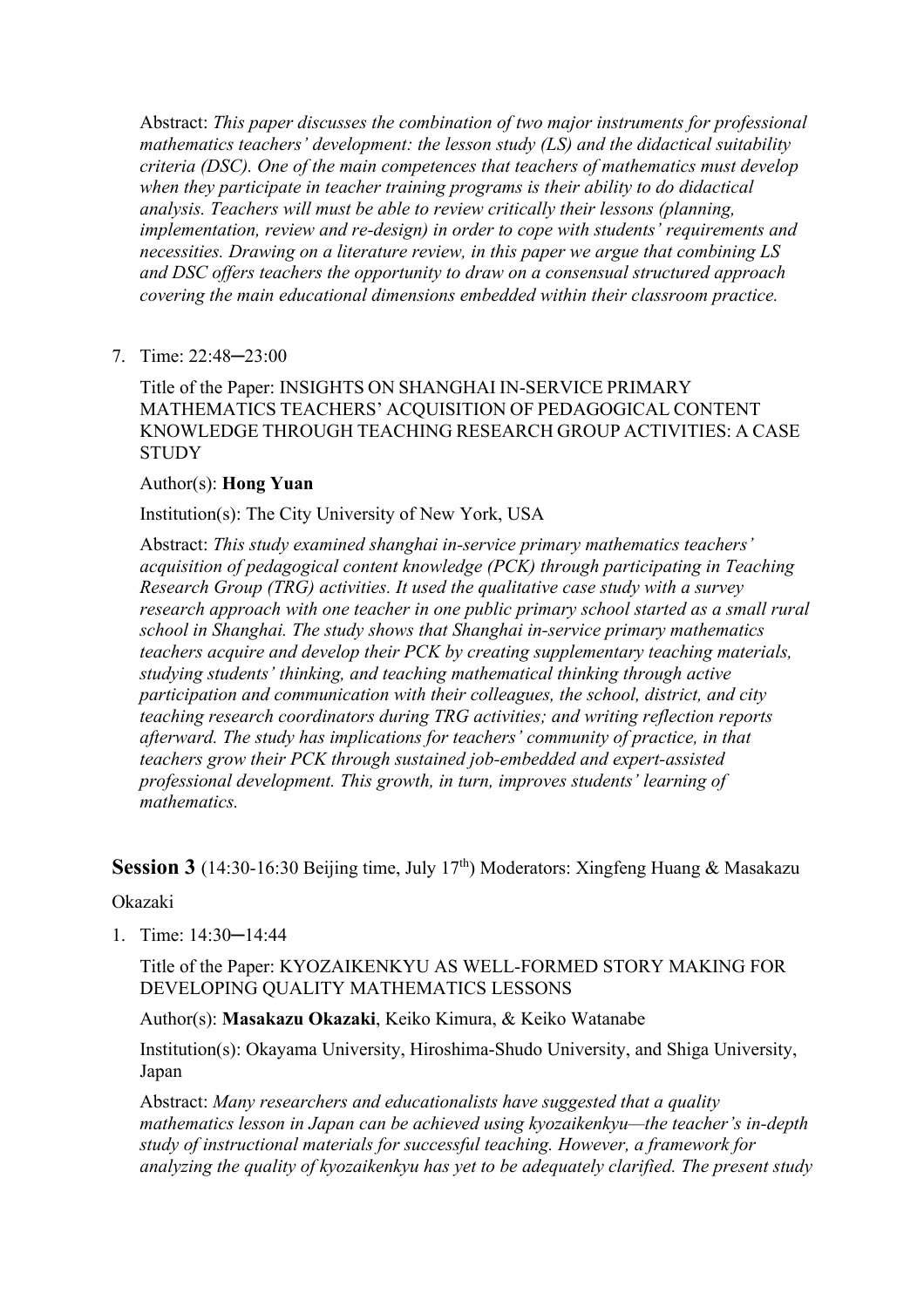Abstract: *This paper discusses the combination of two major instruments for professional mathematics teachers' development: the lesson study (LS) and the didactical suitability criteria (DSC). One of the main competences that teachers of mathematics must develop when they participate in teacher training programs is their ability to do didactical analysis. Teachers will must be able to review critically their lessons (planning, implementation, review and re-design) in order to cope with students' requirements and necessities. Drawing on a literature review, in this paper we argue that combining LS and DSC offers teachers the opportunity to draw on a consensual structured approach covering the main educational dimensions embedded within their classroom practice.*

7. Time: 22:48─23:00

   Title of the Paper: INSIGHTS ON SHANGHAI IN-SERVICE PRIMARY MATHEMATICS TEACHERS' ACQUISITION OF PEDAGOGICAL CONTENT KNOWLEDGE THROUGH TEACHING RESEARCH GROUP ACTIVITIES: A CASE STUDY

   Author(s): **Hong Yuan**

   Institution(s): The City University of New York, USA

   Abstract: *This study examined shanghai in-service primary mathematics teachers' acquisition of pedagogical content knowledge (PCK) through participating in Teaching Research Group (TRG) activities. It used the qualitative case study with a survey research approach with one teacher in one public primary school started as a small rural school in Shanghai. The study shows that Shanghai in-service primary mathematics teachers acquire and develop their PCK by creating supplementary teaching materials, studying students' thinking, and teaching mathematical thinking through active participation and communication with their colleagues, the school, district, and city teaching research coordinators during TRG activities; and writing reflection reports afterward. The study has implications for teachers' community of practice, in that teachers grow their PCK through sustained job-embedded and expert-assisted professional development. This growth, in turn, improves students' learning of mathematics.*

**Session 3** (14:30-16:30 Beijing time, July 17th) Moderators: Xingfeng Huang & Masakazu Okazaki

1. Time: 14:30─14:44

   Title of the Paper: KYOZAIKENKYU AS WELL-FORMED STORY MAKING FOR DEVELOPING QUALITY MATHEMATICS LESSONS

   Author(s): **Masakazu Okazaki**, Keiko Kimura, & Keiko Watanabe

   Institution(s): Okayama University, Hiroshima-Shudo University, and Shiga University, Japan

   Abstract: *Many researchers and educationalists have suggested that a quality mathematics lesson in Japan can be achieved using kyozaikenkyu—the teacher's in-depth study of instructional materials for successful teaching. However, a framework for analyzing the quality of kyozaikenkyu has yet to be adequately clarified. The present study*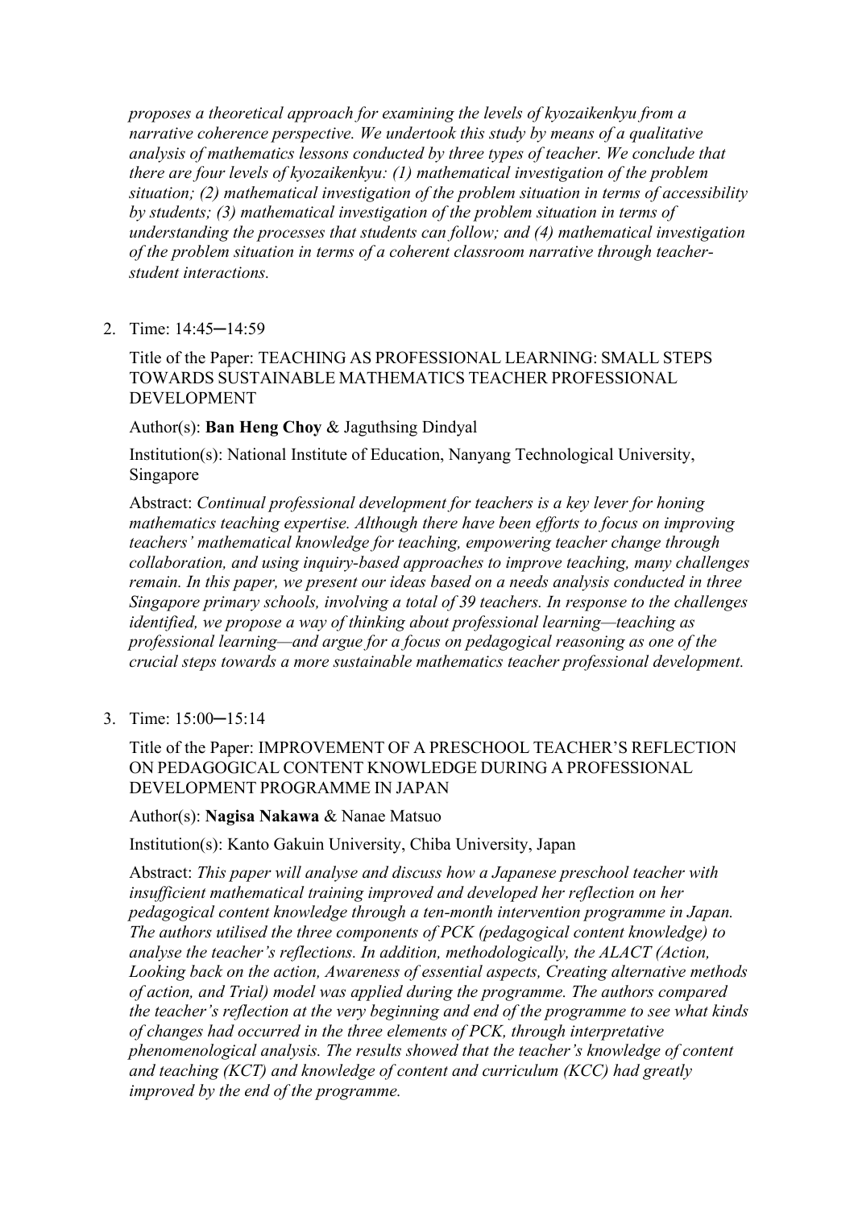*proposes a theoretical approach for examining the levels of kyozaikenkyu from a narrative coherence perspective. We undertook this study by means of a qualitative analysis of mathematics lessons conducted by three types of teacher. We conclude that there are four levels of kyozaikenkyu: (1) mathematical investigation of the problem situation; (2) mathematical investigation of the problem situation in terms of accessibility by students; (3) mathematical investigation of the problem situation in terms of understanding the processes that students can follow; and (4) mathematical investigation of the problem situation in terms of a coherent classroom narrative through teacher-student interactions.*

2. Time: 14:45─14:59

   Title of the Paper: TEACHING AS PROFESSIONAL LEARNING: SMALL STEPS TOWARDS SUSTAINABLE MATHEMATICS TEACHER PROFESSIONAL DEVELOPMENT

   Author(s): **Ban Heng Choy** & Jaguthsing Dindyal

   Institution(s): National Institute of Education, Nanyang Technological University, Singapore

   Abstract: *Continual professional development for teachers is a key lever for honing mathematics teaching expertise. Although there have been efforts to focus on improving teachers' mathematical knowledge for teaching, empowering teacher change through collaboration, and using inquiry-based approaches to improve teaching, many challenges remain. In this paper, we present our ideas based on a needs analysis conducted in three Singapore primary schools, involving a total of 39 teachers. In response to the challenges identified, we propose a way of thinking about professional learning—teaching as professional learning—and argue for a focus on pedagogical reasoning as one of the crucial steps towards a more sustainable mathematics teacher professional development.*

3. Time: 15:00─15:14

   Title of the Paper: IMPROVEMENT OF A PRESCHOOL TEACHER'S REFLECTION ON PEDAGOGICAL CONTENT KNOWLEDGE DURING A PROFESSIONAL DEVELOPMENT PROGRAMME IN JAPAN

   Author(s): **Nagisa Nakawa** & Nanae Matsuo

   Institution(s): Kanto Gakuin University, Chiba University, Japan

   Abstract: *This paper will analyse and discuss how a Japanese preschool teacher with insufficient mathematical training improved and developed her reflection on her pedagogical content knowledge through a ten-month intervention programme in Japan. The authors utilised the three components of PCK (pedagogical content knowledge) to analyse the teacher's reflections. In addition, methodologically, the ALACT (Action, Looking back on the action, Awareness of essential aspects, Creating alternative methods of action, and Trial) model was applied during the programme. The authors compared the teacher's reflection at the very beginning and end of the programme to see what kinds of changes had occurred in the three elements of PCK, through interpretative phenomenological analysis. The results showed that the teacher's knowledge of content and teaching (KCT) and knowledge of content and curriculum (KCC) had greatly improved by the end of the programme.*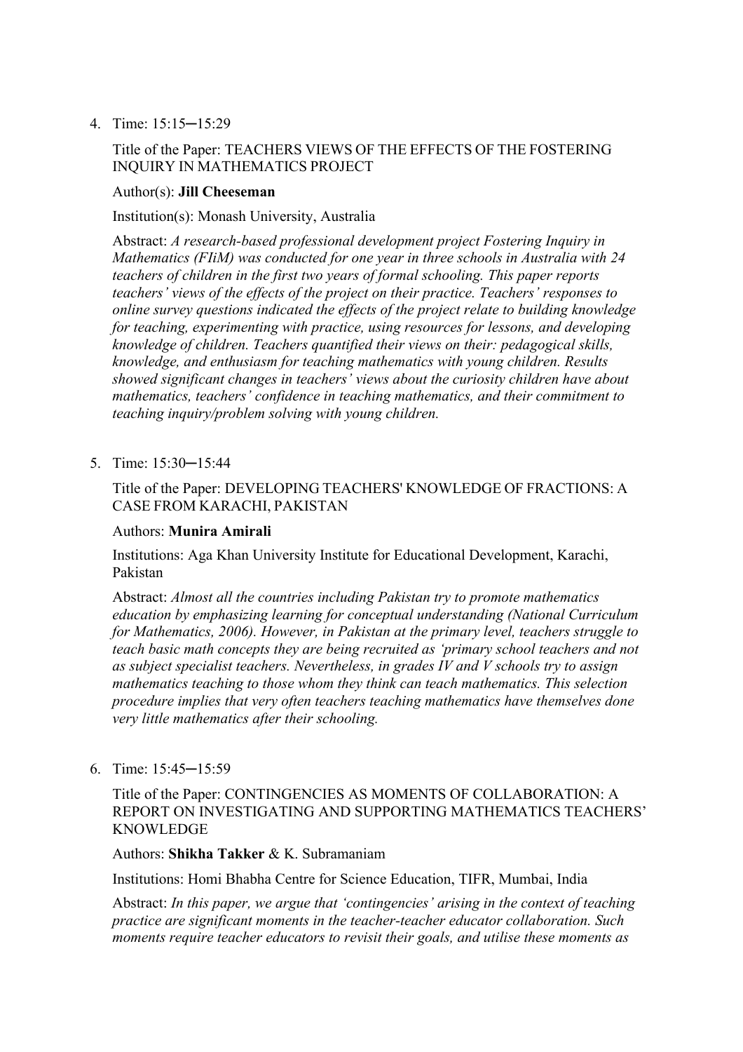4. Time: 15:15─15:29

   Title of the Paper: TEACHERS VIEWS OF THE EFFECTS OF THE FOSTERING INQUIRY IN MATHEMATICS PROJECT

   Author(s): **Jill Cheeseman**

   Institution(s): Monash University, Australia

   Abstract: *A research-based professional development project Fostering Inquiry in Mathematics (FIiM) was conducted for one year in three schools in Australia with 24 teachers of children in the first two years of formal schooling. This paper reports teachers' views of the effects of the project on their practice. Teachers' responses to online survey questions indicated the effects of the project relate to building knowledge for teaching, experimenting with practice, using resources for lessons, and developing knowledge of children. Teachers quantified their views on their: pedagogical skills, knowledge, and enthusiasm for teaching mathematics with young children. Results showed significant changes in teachers' views about the curiosity children have about mathematics, teachers' confidence in teaching mathematics, and their commitment to teaching inquiry/problem solving with young children.*

5. Time: 15:30─15:44

   Title of the Paper: DEVELOPING TEACHERS' KNOWLEDGE OF FRACTIONS: A CASE FROM KARACHI, PAKISTAN

   Authors: **Munira Amirali**

   Institutions: Aga Khan University Institute for Educational Development, Karachi, Pakistan

   Abstract: *Almost all the countries including Pakistan try to promote mathematics education by emphasizing learning for conceptual understanding (National Curriculum for Mathematics, 2006). However, in Pakistan at the primary level, teachers struggle to teach basic math concepts they are being recruited as 'primary school teachers and not as subject specialist teachers. Nevertheless, in grades IV and V schools try to assign mathematics teaching to those whom they think can teach mathematics. This selection procedure implies that very often teachers teaching mathematics have themselves done very little mathematics after their schooling.*

6. Time: 15:45─15:59

   Title of the Paper: CONTINGENCIES AS MOMENTS OF COLLABORATION: A REPORT ON INVESTIGATING AND SUPPORTING MATHEMATICS TEACHERS' KNOWLEDGE

   Authors: **Shikha Takker** & K. Subramaniam

   Institutions: Homi Bhabha Centre for Science Education, TIFR, Mumbai, India

   Abstract: *In this paper, we argue that 'contingencies' arising in the context of teaching practice are significant moments in the teacher-teacher educator collaboration. Such moments require teacher educators to revisit their goals, and utilise these moments as*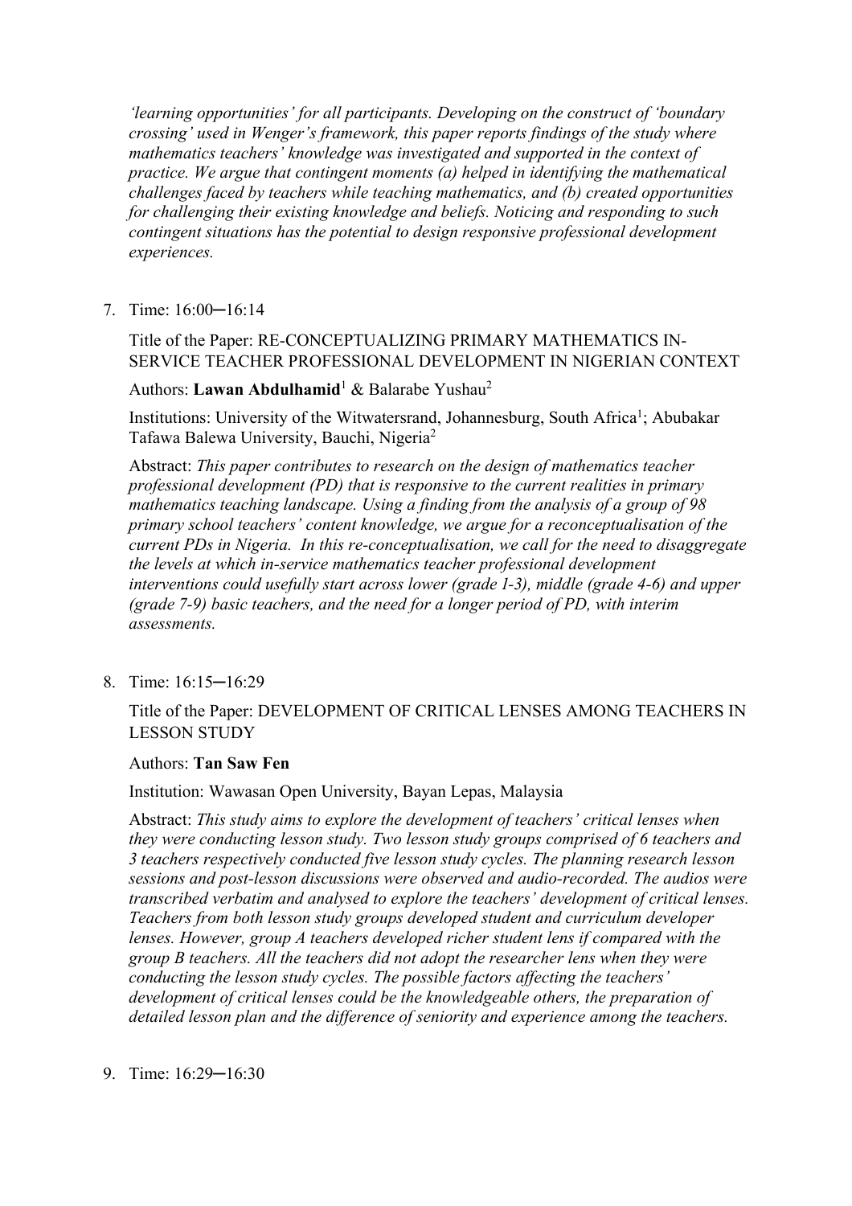*'learning opportunities' for all participants. Developing on the construct of 'boundary crossing' used in Wenger's framework, this paper reports findings of the study where mathematics teachers' knowledge was investigated and supported in the context of practice. We argue that contingent moments (a) helped in identifying the mathematical challenges faced by teachers while teaching mathematics, and (b) created opportunities for challenging their existing knowledge and beliefs. Noticing and responding to such contingent situations has the potential to design responsive professional development experiences.*

7. Time: 16:00─16:14

   Title of the Paper: RE-CONCEPTUALIZING PRIMARY MATHEMATICS IN-SERVICE TEACHER PROFESSIONAL DEVELOPMENT IN NIGERIAN CONTEXT

   Authors: **Lawan Abdulhamid**[1] & Balarabe Yushau[2]

   Institutions: University of the Witwatersrand, Johannesburg, South Africa[1]; Abubakar Tafawa Balewa University, Bauchi, Nigeria[2]

   Abstract: *This paper contributes to research on the design of mathematics teacher professional development (PD) that is responsive to the current realities in primary mathematics teaching landscape. Using a finding from the analysis of a group of 98 primary school teachers' content knowledge, we argue for a reconceptualisation of the current PDs in Nigeria. In this re-conceptualisation, we call for the need to disaggregate the levels at which in-service mathematics teacher professional development interventions could usefully start across lower (grade 1-3), middle (grade 4-6) and upper (grade 7-9) basic teachers, and the need for a longer period of PD, with interim assessments.*

8. Time: 16:15─16:29

   Title of the Paper: DEVELOPMENT OF CRITICAL LENSES AMONG TEACHERS IN LESSON STUDY

   Authors: **Tan Saw Fen**

   Institution: Wawasan Open University, Bayan Lepas, Malaysia

   Abstract: *This study aims to explore the development of teachers' critical lenses when they were conducting lesson study. Two lesson study groups comprised of 6 teachers and 3 teachers respectively conducted five lesson study cycles. The planning research lesson sessions and post-lesson discussions were observed and audio-recorded. The audios were transcribed verbatim and analysed to explore the teachers' development of critical lenses. Teachers from both lesson study groups developed student and curriculum developer lenses. However, group A teachers developed richer student lens if compared with the group B teachers. All the teachers did not adopt the researcher lens when they were conducting the lesson study cycles. The possible factors affecting the teachers' development of critical lenses could be the knowledgeable others, the preparation of detailed lesson plan and the difference of seniority and experience among the teachers.*

9. Time: 16:29─16:30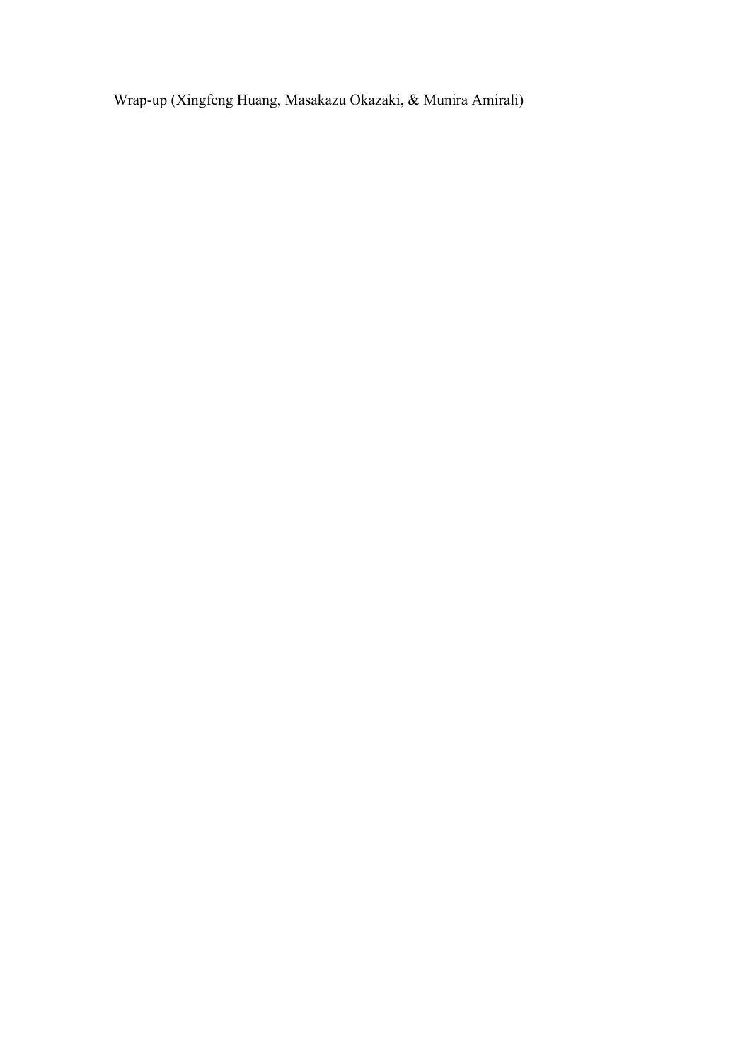Wrap-up (Xingfeng Huang, Masakazu Okazaki, & Munira Amirali)